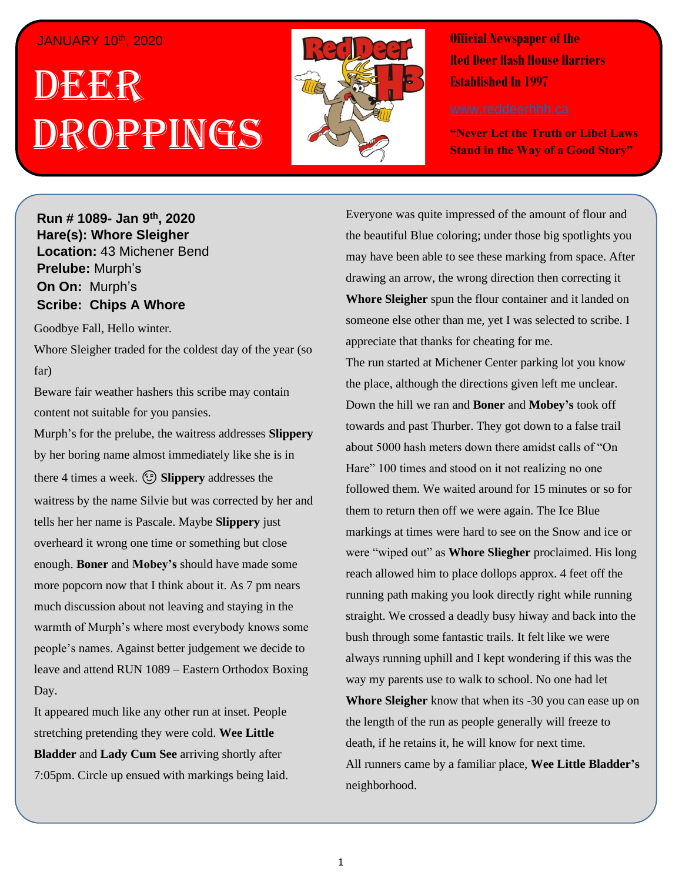JANUARY 10th, 2020

# DEER DROPPINGS

**Official Newspaper of the Red Deer Hash House Harriers Established In 1997**

www.reddeerhhh.ca

**"Never Let the Truth or Libel Laws Stand in the Way of a Good Story"**

**Run # 1089- Jan 9th, 2020**
**Hare(s): Whore Sleigher**
**Location:** 43 Michener Bend
**Prelube:** Murph's
**On On:** Murph's
**Scribe: Chips A Whore**

Goodbye Fall, Hello winter.

Whore Sleigher traded for the coldest day of the year (so far)

Beware fair weather hashers this scribe may contain content not suitable for you pansies.

Murph's for the prelube, the waitress addresses **Slippery** by her boring name almost immediately like she is in there 4 times a week. 😉 **Slippery** addresses the waitress by the name Silvie but was corrected by her and tells her her name is Pascale. Maybe **Slippery** just overheard it wrong one time or something but close enough. **Boner** and **Mobey's** should have made some more popcorn now that I think about it. As 7 pm nears much discussion about not leaving and staying in the warmth of Murph's where most everybody knows some people's names. Against better judgement we decide to leave and attend RUN 1089 – Eastern Orthodox Boxing Day.

It appeared much like any other run at inset. People stretching pretending they were cold. **Wee Little Bladder** and **Lady Cum See** arriving shortly after 7:05pm. Circle up ensued with markings being laid. Everyone was quite impressed of the amount of flour and the beautiful Blue coloring; under those big spotlights you may have been able to see these marking from space. After drawing an arrow, the wrong direction then correcting it **Whore Sleigher** spun the flour container and it landed on someone else other than me, yet I was selected to scribe. I appreciate that thanks for cheating for me.

The run started at Michener Center parking lot you know the place, although the directions given left me unclear. Down the hill we ran and **Boner** and **Mobey's** took off towards and past Thurber. They got down to a false trail about 5000 hash meters down there amidst calls of "On Hare" 100 times and stood on it not realizing no one followed them. We waited around for 15 minutes or so for them to return then off we were again. The Ice Blue markings at times were hard to see on the Snow and ice or were "wiped out" as **Whore Sliegher** proclaimed. His long reach allowed him to place dollops approx. 4 feet off the running path making you look directly right while running straight. We crossed a deadly busy hiway and back into the bush through some fantastic trails. It felt like we were always running uphill and I kept wondering if this was the way my parents use to walk to school. No one had let **Whore Sleigher** know that when its -30 you can ease up on the length of the run as people generally will freeze to death, if he retains it, he will know for next time.

All runners came by a familiar place, **Wee Little Bladder's** neighborhood.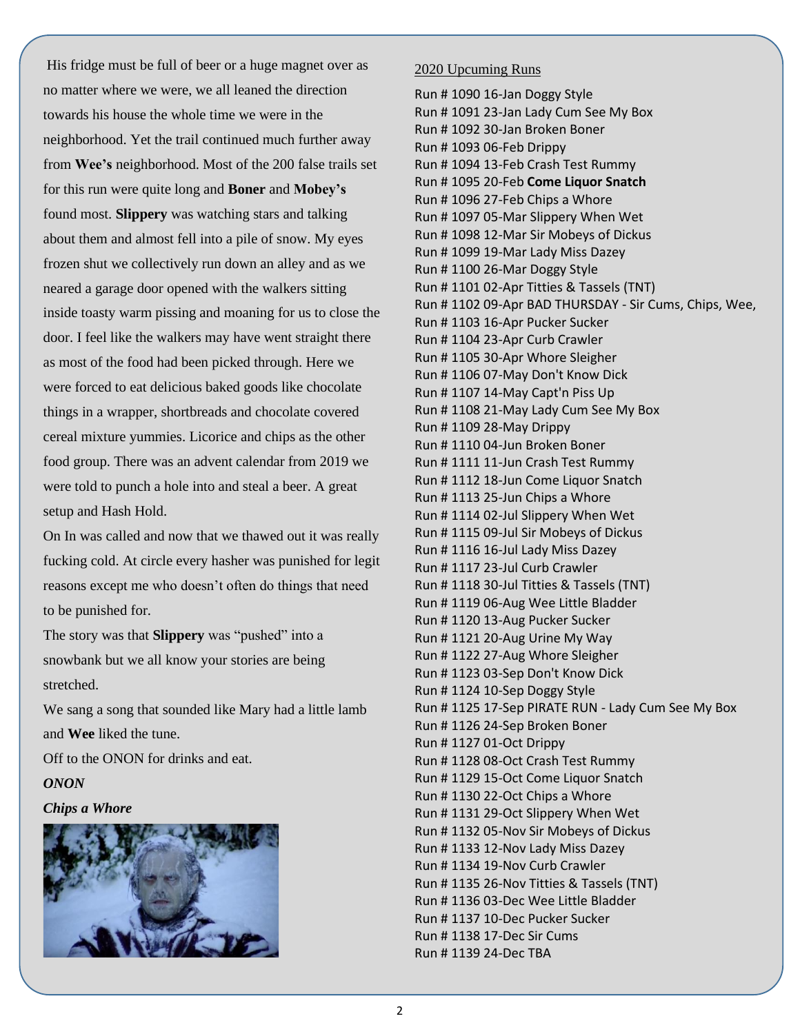His fridge must be full of beer or a huge magnet over as no matter where we were, we all leaned the direction towards his house the whole time we were in the neighborhood. Yet the trail continued much further away from **Wee's** neighborhood. Most of the 200 false trails set for this run were quite long and **Boner** and **Mobey's** found most. **Slippery** was watching stars and talking about them and almost fell into a pile of snow. My eyes frozen shut we collectively run down an alley and as we neared a garage door opened with the walkers sitting inside toasty warm pissing and moaning for us to close the door. I feel like the walkers may have went straight there as most of the food had been picked through. Here we were forced to eat delicious baked goods like chocolate things in a wrapper, shortbreads and chocolate covered cereal mixture yummies. Licorice and chips as the other food group. There was an advent calendar from 2019 we were told to punch a hole into and steal a beer. A great setup and Hash Hold.

On In was called and now that we thawed out it was really fucking cold. At circle every hasher was punished for legit reasons except me who doesn't often do things that need to be punished for.

The story was that **Slippery** was "pushed" into a snowbank but we all know your stories are being stretched.

We sang a song that sounded like Mary had a little lamb and **Wee** liked the tune.

Off to the ONON for drinks and eat.

***ONON***

***Chips a Whore***

2020 Upcuming Runs

Run # 1090 16-Jan Doggy Style
Run # 1091 23-Jan Lady Cum See My Box
Run # 1092 30-Jan Broken Boner
Run # 1093 06-Feb Drippy
Run # 1094 13-Feb Crash Test Rummy
Run # 1095 20-Feb **Come Liquor Snatch**
Run # 1096 27-Feb Chips a Whore
Run # 1097 05-Mar Slippery When Wet
Run # 1098 12-Mar Sir Mobeys of Dickus
Run # 1099 19-Mar Lady Miss Dazey
Run # 1100 26-Mar Doggy Style
Run # 1101 02-Apr Titties & Tassels (TNT)
Run # 1102 09-Apr BAD THURSDAY - Sir Cums, Chips, Wee,
Run # 1103 16-Apr Pucker Sucker
Run # 1104 23-Apr Curb Crawler
Run # 1105 30-Apr Whore Sleigher
Run # 1106 07-May Don't Know Dick
Run # 1107 14-May Capt'n Piss Up
Run # 1108 21-May Lady Cum See My Box
Run # 1109 28-May Drippy
Run # 1110 04-Jun Broken Boner
Run # 1111 11-Jun Crash Test Rummy
Run # 1112 18-Jun Come Liquor Snatch
Run # 1113 25-Jun Chips a Whore
Run # 1114 02-Jul Slippery When Wet
Run # 1115 09-Jul Sir Mobeys of Dickus
Run # 1116 16-Jul Lady Miss Dazey
Run # 1117 23-Jul Curb Crawler
Run # 1118 30-Jul Titties & Tassels (TNT)
Run # 1119 06-Aug Wee Little Bladder
Run # 1120 13-Aug Pucker Sucker
Run # 1121 20-Aug Urine My Way
Run # 1122 27-Aug Whore Sleigher
Run # 1123 03-Sep Don't Know Dick
Run # 1124 10-Sep Doggy Style
Run # 1125 17-Sep PIRATE RUN - Lady Cum See My Box
Run # 1126 24-Sep Broken Boner
Run # 1127 01-Oct Drippy
Run # 1128 08-Oct Crash Test Rummy
Run # 1129 15-Oct Come Liquor Snatch
Run # 1130 22-Oct Chips a Whore
Run # 1131 29-Oct Slippery When Wet
Run # 1132 05-Nov Sir Mobeys of Dickus
Run # 1133 12-Nov Lady Miss Dazey
Run # 1134 19-Nov Curb Crawler
Run # 1135 26-Nov Titties & Tassels (TNT)
Run # 1136 03-Dec Wee Little Bladder
Run # 1137 10-Dec Pucker Sucker
Run # 1138 17-Dec Sir Cums
Run # 1139 24-Dec TBA